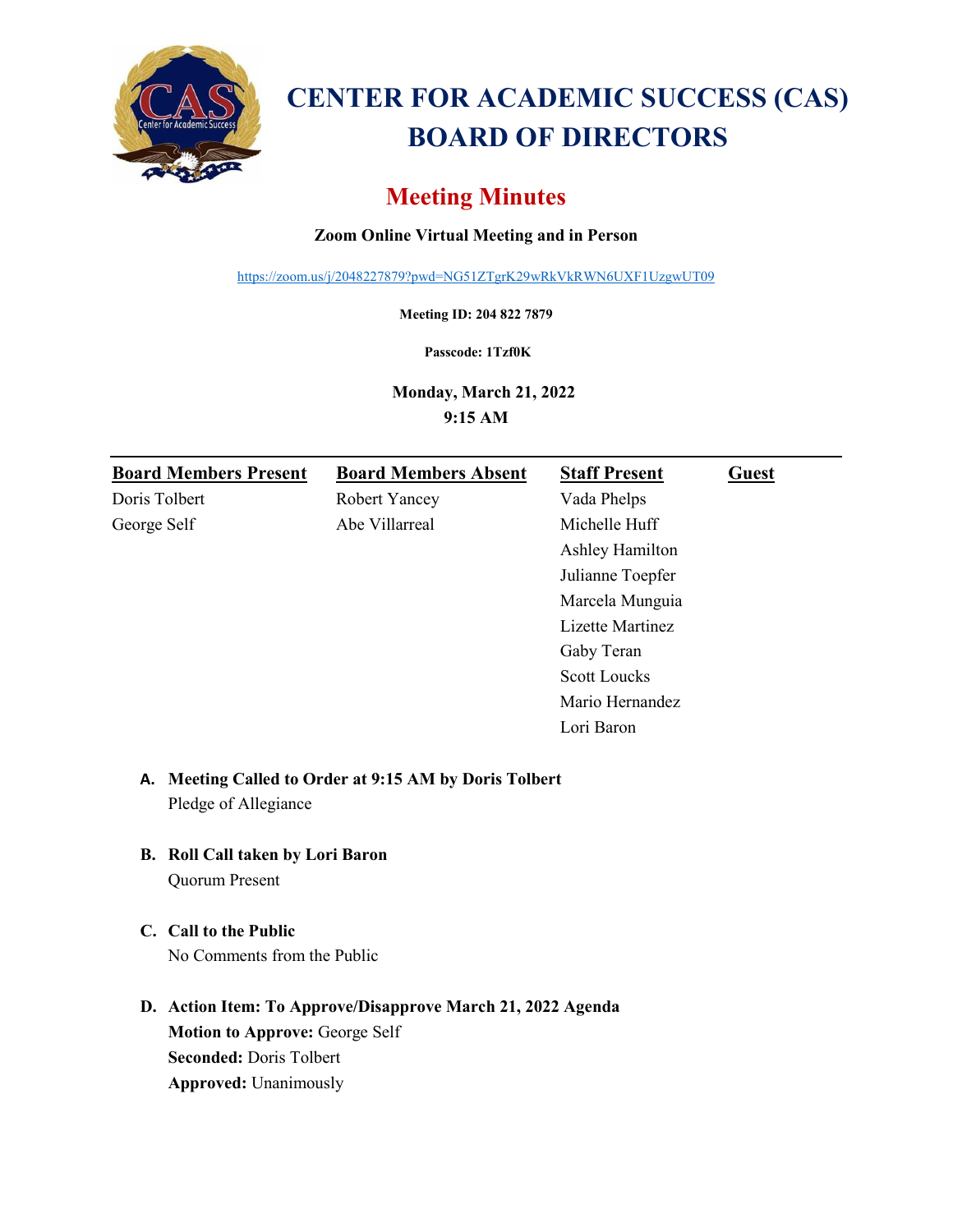# CENTER FOR ACADEMIC SUCCESS (CAS) BOARD OF DIRECTORS

## Meeting Minutes

**Zoom Online Virtual Meeting and in Person**

https://zoom.us/j/2048227879?pwd=NG51ZTgrK29wRkVkRWN6UXF1UzgwUT09

**Meeting ID: 204 822 7879**

**Passcode: 1Tzf0K**

**Monday, March 21, 2022**
**9:15 AM**

| Board Members Present | Board Members Absent | Staff Present | Guest |
|---|---|---|---|
| Doris Tolbert | Robert Yancey | Vada Phelps | |
| George Self | Abe Villarreal | Michelle Huff | |
| | | Ashley Hamilton | |
| | | Julianne Toepfer | |
| | | Marcela Munguia | |
| | | Lizette Martinez | |
| | | Gaby Teran | |
| | | Scott Loucks | |
| | | Mario Hernandez | |
| | | Lori Baron | |

A. **Meeting Called to Order at 9:15 AM by Doris Tolbert**
Pledge of Allegiance

B. **Roll Call taken by Lori Baron**
Quorum Present

C. **Call to the Public**
No Comments from the Public

D. **Action Item: To Approve/Disapprove March 21, 2022 Agenda**
**Motion to Approve:** George Self
**Seconded:** Doris Tolbert
**Approved:** Unanimously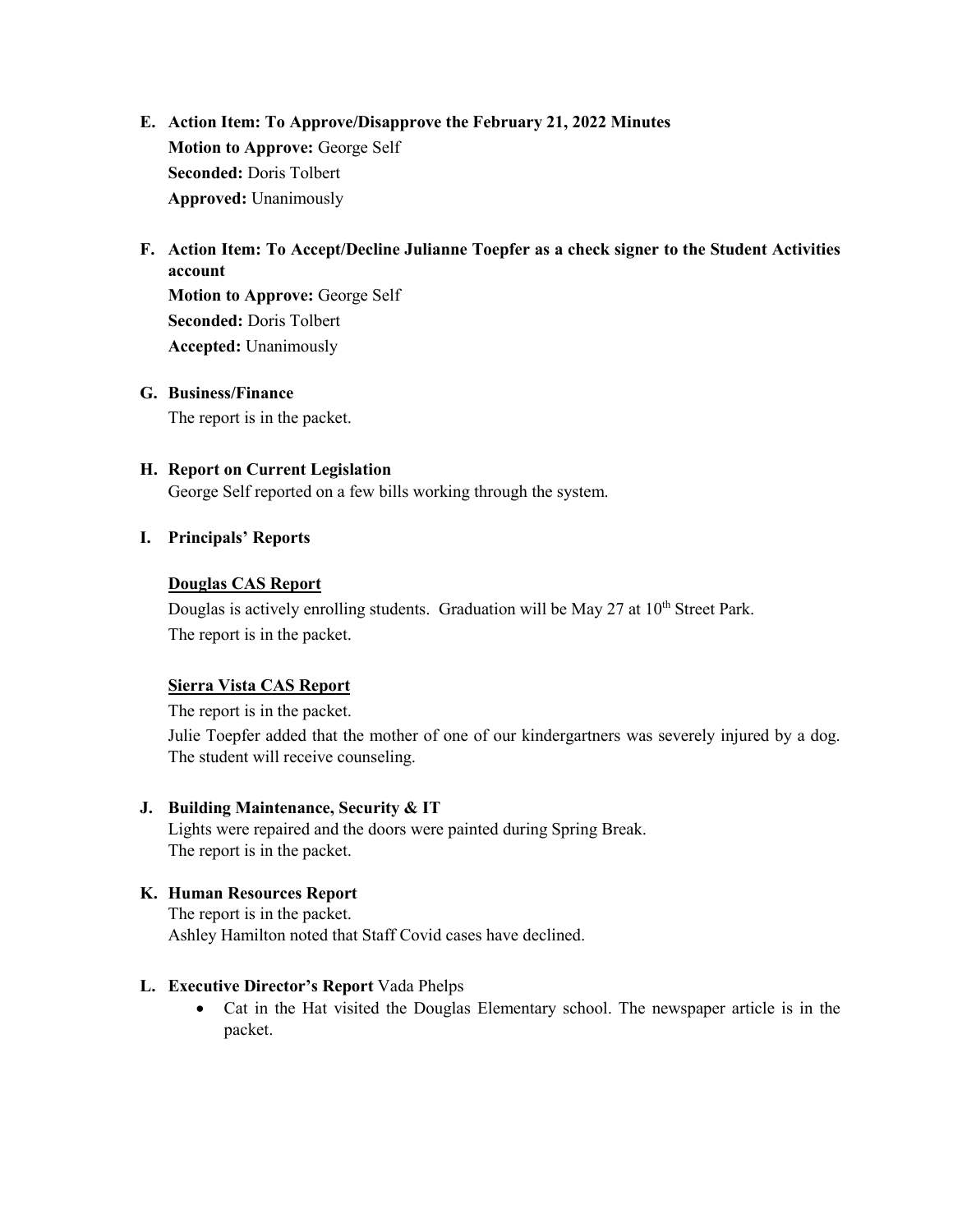**E. Action Item: To Approve/Disapprove the February 21, 2022 Minutes**

**Motion to Approve:** George Self

**Seconded:** Doris Tolbert

**Approved:** Unanimously

**F. Action Item: To Accept/Decline Julianne Toepfer as a check signer to the Student Activities account**

**Motion to Approve:** George Self

**Seconded:** Doris Tolbert

**Accepted:** Unanimously

**G. Business/Finance**

The report is in the packet.

**H. Report on Current Legislation**

George Self reported on a few bills working through the system.

**I. Principals' Reports**

**Douglas CAS Report**

Douglas is actively enrolling students. Graduation will be May 27 at 10th Street Park.

The report is in the packet.

**Sierra Vista CAS Report**

The report is in the packet.

Julie Toepfer added that the mother of one of our kindergartners was severely injured by a dog. The student will receive counseling.

**J. Building Maintenance, Security & IT**

Lights were repaired and the doors were painted during Spring Break.

The report is in the packet.

**K. Human Resources Report**

The report is in the packet.

Ashley Hamilton noted that Staff Covid cases have declined.

**L. Executive Director's Report** Vada Phelps

- Cat in the Hat visited the Douglas Elementary school. The newspaper article is in the packet.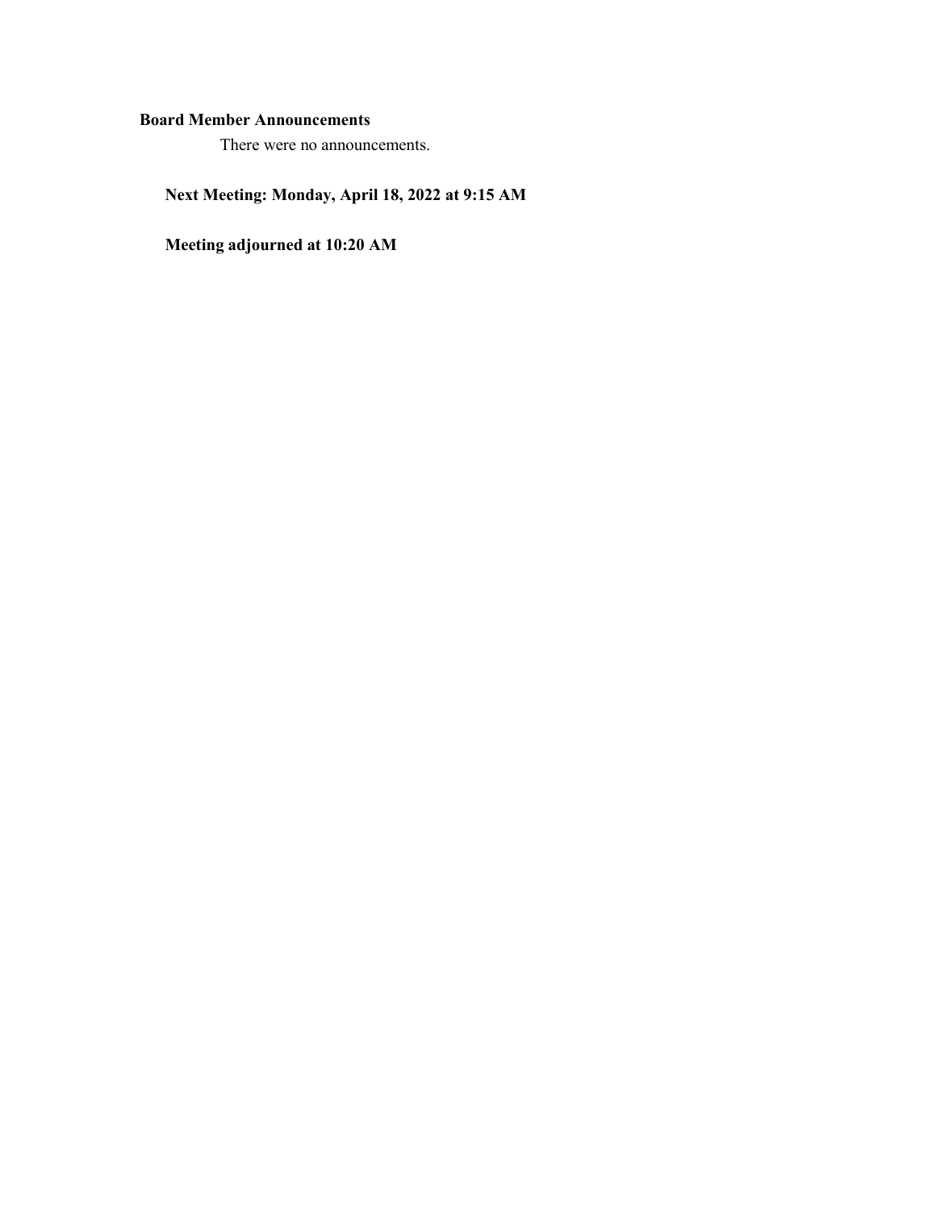**Board Member Announcements**

There were no announcements.

**Next Meeting: Monday, April 18, 2022 at 9:15 AM**

**Meeting adjourned at 10:20 AM**